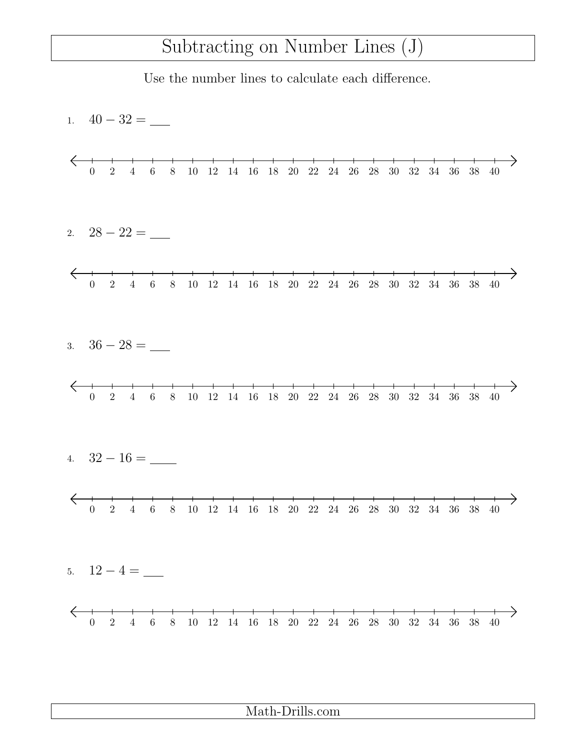# Subtracting on Number Lines (J)

Use the number lines to calculate each difference.

1. $40 - 32 =$ ___

0 2 4 6 8 10 12 14 16 18 20 22 24 26 28 30 32 34 36 38 40

2. $28 - 22 =$ ___

0 2 4 6 8 10 12 14 16 18 20 22 24 26 28 30 32 34 36 38 40

3. $36 - 28 =$ ___

0 2 4 6 8 10 12 14 16 18 20 22 24 26 28 30 32 34 36 38 40

4. $32 - 16 =$ ____

0 2 4 6 8 10 12 14 16 18 20 22 24 26 28 30 32 34 36 38 40

5. $12 - 4 =$ ___

0 2 4 6 8 10 12 14 16 18 20 22 24 26 28 30 32 34 36 38 40

Math-Drills.com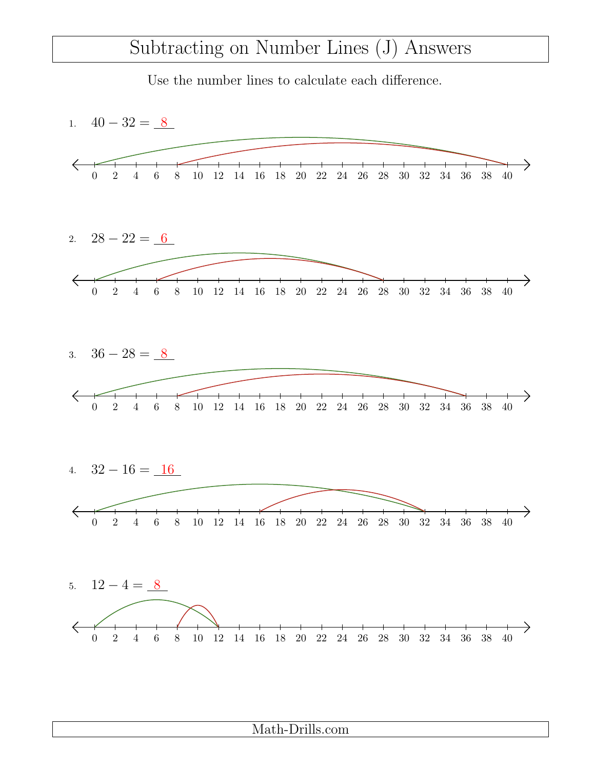# Subtracting on Number Lines (J) Answers

Use the number lines to calculate each difference.

1. $40 - 32 =$ 8

0 2 4 6 8 10 12 14 16 18 20 22 24 26 28 30 32 34 36 38 40

2. $28 - 22 =$ 6

0 2 4 6 8 10 12 14 16 18 20 22 24 26 28 30 32 34 36 38 40

3. $36 - 28 =$ 8

0 2 4 6 8 10 12 14 16 18 20 22 24 26 28 30 32 34 36 38 40

4. $32 - 16 =$ 16

0 2 4 6 8 10 12 14 16 18 20 22 24 26 28 30 32 34 36 38 40

5. $12 - 4 =$ 8

0 2 4 6 8 10 12 14 16 18 20 22 24 26 28 30 32 34 36 38 40

Math-Drills.com